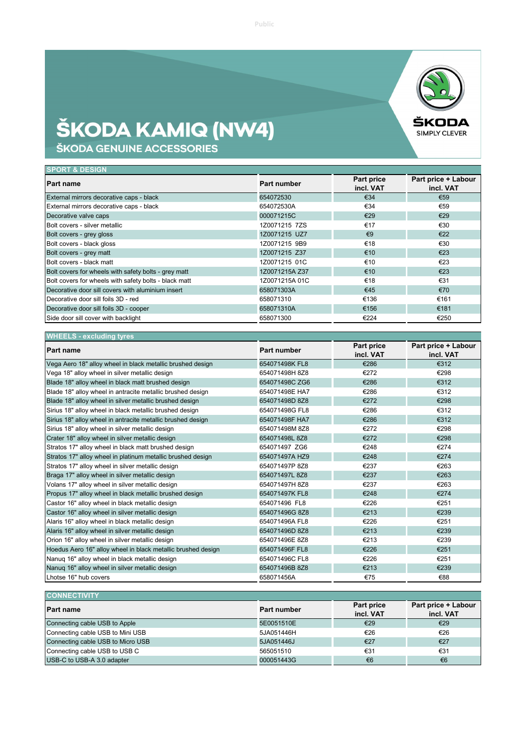# ŠKODA KAMIQ (NW4)

## ŠKODA GENUINE ACCESSORIES

### SPORT & DESIGN

| Part name | Part number | Part price incl. VAT | Part price + Labour incl. VAT |
|---|---|---|---|
| External mirrors decorative caps - black | 654072530 | €34 | €59 |
| External mirrors decorative caps - black | 654072530A | €34 | €59 |
| Decorative valve caps | 000071215C | €29 | €29 |
| Bolt covers - silver metallic | 1Z0071215 7ZS | €17 | €30 |
| Bolt covers - grey gloss | 1Z0071215 UZ7 | €9 | €22 |
| Bolt covers - black gloss | 1Z0071215 9B9 | €18 | €30 |
| Bolt covers - grey matt | 1Z0071215 Z37 | €10 | €23 |
| Bolt covers - black matt | 1Z0071215 01C | €10 | €23 |
| Bolt covers for wheels with safety bolts - grey matt | 1Z0071215A Z37 | €10 | €23 |
| Bolt covers for wheels with safety bolts - black matt | 1Z0071215A 01C | €18 | €31 |
| Decorative door sill covers with aluminium insert | 658071303A | €45 | €70 |
| Decorative door sill foils 3D - red | 658071310 | €136 | €161 |
| Decorative door sill foils 3D - cooper | 658071310A | €156 | €181 |
| Side door sill cover with backlight | 658071300 | €224 | €250 |

### WHEELS - excluding tyres

| Part name | Part number | Part price incl. VAT | Part price + Labour incl. VAT |
|---|---|---|---|
| Vega Aero 18" alloy wheel in black metallic brushed design | 654071498K FL8 | €286 | €312 |
| Vega 18" alloy wheel in silver metallic design | 654071498H 8Z8 | €272 | €298 |
| Blade 18" alloy wheel in black matt brushed design | 654071498C ZG6 | €286 | €312 |
| Blade 18" alloy wheel in antracite metallic brushed design | 654071498E HA7 | €286 | €312 |
| Blade 18" alloy wheel in silver metallic brushed design | 654071498D 8Z8 | €272 | €298 |
| Sirius 18" alloy wheel in black metallic brushed design | 654071498G FL8 | €286 | €312 |
| Sirius 18" alloy wheel in antracite metallic brushed design | 654071498F HA7 | €286 | €312 |
| Sirius 18" alloy wheel in silver metallic design | 654071498M 8Z8 | €272 | €298 |
| Crater 18" alloy wheel in silver metallic design | 654071498L 8Z8 | €272 | €298 |
| Stratos 17" alloy wheel in black matt brushed design | 654071497 ZG6 | €248 | €274 |
| Stratos 17" alloy wheel in platinum metallic brushed design | 654071497A HZ9 | €248 | €274 |
| Stratos 17" alloy wheel in silver metallic design | 654071497P 8Z8 | €237 | €263 |
| Braga 17" alloy wheel in silver metallic design | 654071497L 8Z8 | €237 | €263 |
| Volans 17" alloy wheel in silver metallic design | 654071497H 8Z8 | €237 | €263 |
| Propus 17" alloy wheel in black metallic brushed design | 654071497K FL8 | €248 | €274 |
| Castor 16" alloy wheel in black metallic design | 654071496 FL8 | €226 | €251 |
| Castor 16" alloy wheel in silver metallic design | 654071496G 8Z8 | €213 | €239 |
| Alaris 16" alloy wheel in black metallic design | 654071496A FL8 | €226 | €251 |
| Alaris 16" alloy wheel in silver metallic design | 654071496D 8Z8 | €213 | €239 |
| Orion 16" alloy wheel in silver metallic design | 654071496E 8Z8 | €213 | €239 |
| Hoedus Aero 16" alloy wheel in black metallic brushed design | 654071496F FL8 | €226 | €251 |
| Nanuq 16" alloy wheel in black metallic design | 654071496C FL8 | €226 | €251 |
| Nanuq 16" alloy wheel in silver metallic design | 654071496B 8Z8 | €213 | €239 |
| Lhotse 16" hub covers | 658071456A | €75 | €88 |

### CONNECTIVITY

| Part name | Part number | Part price incl. VAT | Part price + Labour incl. VAT |
|---|---|---|---|
| Connecting cable USB to Apple | 5E0051510E | €29 | €29 |
| Connecting cable USB to Mini USB | 5JA051446H | €26 | €26 |
| Connecting cable USB to Micro USB | 5JA051446J | €27 | €27 |
| Connecting cable USB to USB C | 565051510 | €31 | €31 |
| USB-C to USB-A 3.0 adapter | 000051443G | €6 | €6 |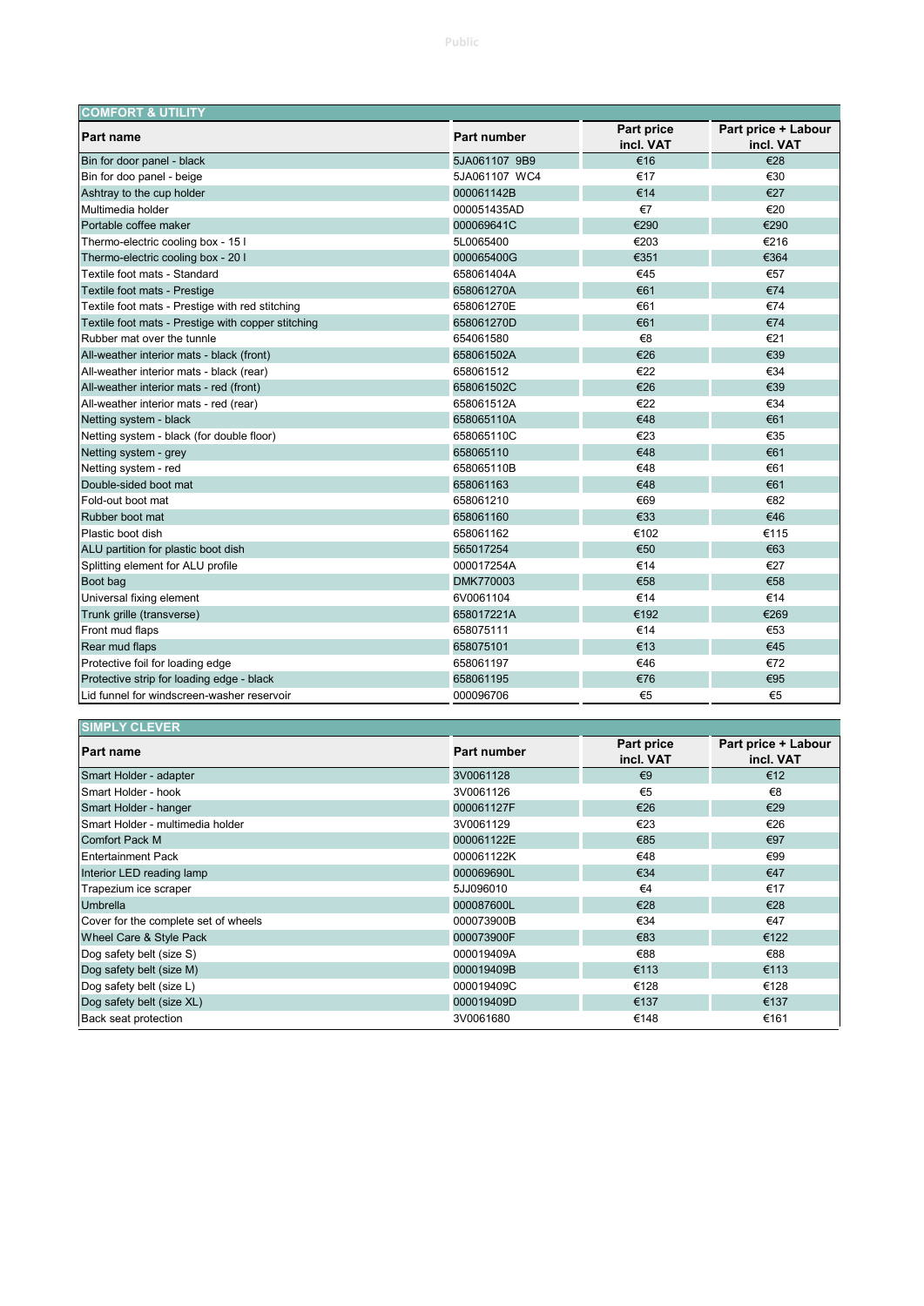## COMFORT & UTILITY

| Part name | Part number | Part price incl. VAT | Part price + Labour incl. VAT |
|---|---|---|---|
| Bin for door panel - black | 5JA061107 9B9 | €16 | €28 |
| Bin for doo panel - beige | 5JA061107 WC4 | €17 | €30 |
| Ashtray to the cup holder | 000061142B | €14 | €27 |
| Multimedia holder | 000051435AD | €7 | €20 |
| Portable coffee maker | 000069641C | €290 | €290 |
| Thermo-electric cooling box - 15 l | 5L0065400 | €203 | €216 |
| Thermo-electric cooling box - 20 l | 000065400G | €351 | €364 |
| Textile foot mats - Standard | 658061404A | €45 | €57 |
| Textile foot mats - Prestige | 658061270A | €61 | €74 |
| Textile foot mats - Prestige with red stitching | 658061270E | €61 | €74 |
| Textile foot mats - Prestige with copper stitching | 658061270D | €61 | €74 |
| Rubber mat over the tunnle | 654061580 | €8 | €21 |
| All-weather interior mats - black (front) | 658061502A | €26 | €39 |
| All-weather interior mats - black (rear) | 658061512 | €22 | €34 |
| All-weather interior mats - red (front) | 658061502C | €26 | €39 |
| All-weather interior mats - red (rear) | 658061512A | €22 | €34 |
| Netting system - black | 658065110A | €48 | €61 |
| Netting system - black (for double floor) | 658065110C | €23 | €35 |
| Netting system - grey | 658065110 | €48 | €61 |
| Netting system - red | 658065110B | €48 | €61 |
| Double-sided boot mat | 658061163 | €48 | €61 |
| Fold-out boot mat | 658061210 | €69 | €82 |
| Rubber boot mat | 658061160 | €33 | €46 |
| Plastic boot dish | 658061162 | €102 | €115 |
| ALU partition for plastic boot dish | 565017254 | €50 | €63 |
| Splitting element for ALU profile | 000017254A | €14 | €27 |
| Boot bag | DMK770003 | €58 | €58 |
| Universal fixing element | 6V0061104 | €14 | €14 |
| Trunk grille (transverse) | 658017221A | €192 | €269 |
| Front mud flaps | 658075111 | €14 | €53 |
| Rear mud flaps | 658075101 | €13 | €45 |
| Protective foil for loading edge | 658061197 | €46 | €72 |
| Protective strip for loading edge - black | 658061195 | €76 | €95 |
| Lid funnel for windscreen-washer reservoir | 000096706 | €5 | €5 |

## SIMPLY CLEVER

| Part name | Part number | Part price incl. VAT | Part price + Labour incl. VAT |
|---|---|---|---|
| Smart Holder - adapter | 3V0061128 | €9 | €12 |
| Smart Holder - hook | 3V0061126 | €5 | €8 |
| Smart Holder - hanger | 000061127F | €26 | €29 |
| Smart Holder - multimedia holder | 3V0061129 | €23 | €26 |
| Comfort Pack M | 000061122E | €85 | €97 |
| Entertainment Pack | 000061122K | €48 | €99 |
| Interior LED reading lamp | 000069690L | €34 | €47 |
| Trapezium ice scraper | 5JJ096010 | €4 | €17 |
| Umbrella | 000087600L | €28 | €28 |
| Cover for the complete set of wheels | 000073900B | €34 | €47 |
| Wheel Care & Style Pack | 000073900F | €83 | €122 |
| Dog safety belt (size S) | 000019409A | €88 | €88 |
| Dog safety belt (size M) | 000019409B | €113 | €113 |
| Dog safety belt (size L) | 000019409C | €128 | €128 |
| Dog safety belt (size XL) | 000019409D | €137 | €137 |
| Back seat protection | 3V0061680 | €148 | €161 |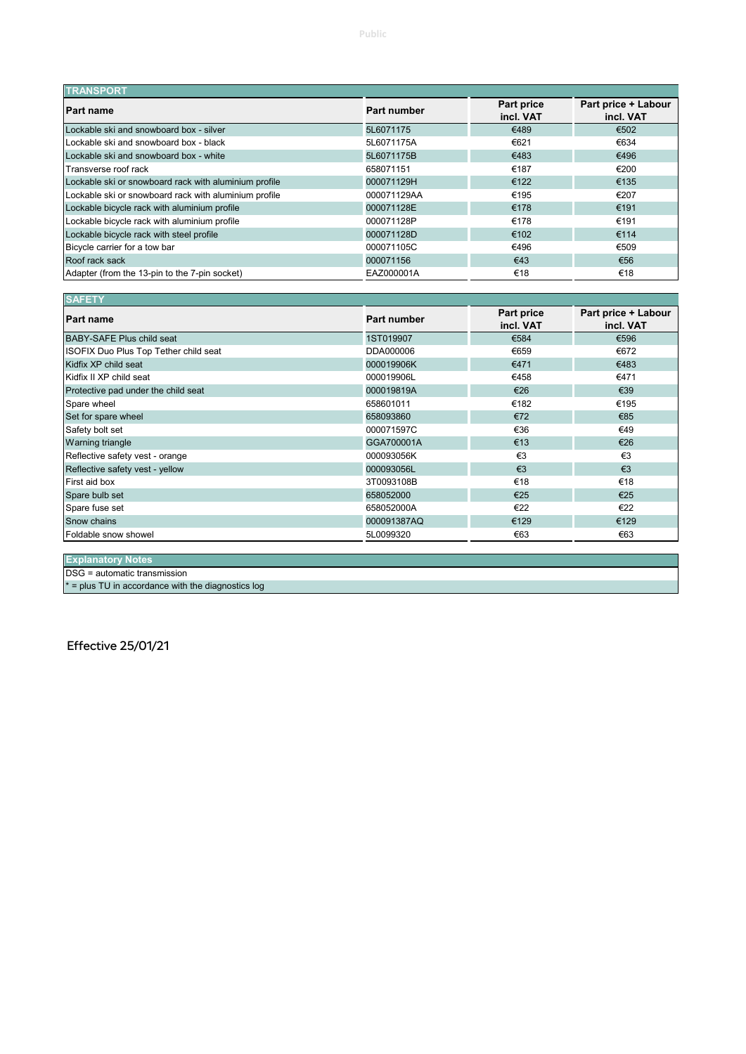## TRANSPORT

| Part name | Part number | Part price incl. VAT | Part price + Labour incl. VAT |
|---|---|---|---|
| Lockable ski and snowboard box - silver | 5L6071175 | €489 | €502 |
| Lockable ski and snowboard box - black | 5L6071175A | €621 | €634 |
| Lockable ski and snowboard box - white | 5L6071175B | €483 | €496 |
| Transverse roof rack | 658071151 | €187 | €200 |
| Lockable ski or snowboard rack with aluminium profile | 000071129H | €122 | €135 |
| Lockable ski or snowboard rack with aluminium profile | 000071129AA | €195 | €207 |
| Lockable bicycle rack with aluminium profile | 000071128E | €178 | €191 |
| Lockable bicycle rack with aluminium profile | 000071128P | €178 | €191 |
| Lockable bicycle rack with steel profile | 000071128D | €102 | €114 |
| Bicycle carrier for a tow bar | 000071105C | €496 | €509 |
| Roof rack sack | 000071156 | €43 | €56 |
| Adapter (from the 13-pin to the 7-pin socket) | EAZ000001A | €18 | €18 |

## SAFETY

| Part name | Part number | Part price incl. VAT | Part price + Labour incl. VAT |
|---|---|---|---|
| BABY-SAFE Plus child seat | 1ST019907 | €584 | €596 |
| ISOFIX Duo Plus Top Tether child seat | DDA000006 | €659 | €672 |
| Kidfix XP child seat | 000019906K | €471 | €483 |
| Kidfix II XP child seat | 000019906L | €458 | €471 |
| Protective pad under the child seat | 000019819A | €26 | €39 |
| Spare wheel | 658601011 | €182 | €195 |
| Set for spare wheel | 658093860 | €72 | €85 |
| Safety bolt set | 000071597C | €36 | €49 |
| Warning triangle | GGA700001A | €13 | €26 |
| Reflective safety vest - orange | 000093056K | €3 | €3 |
| Reflective safety vest - yellow | 000093056L | €3 | €3 |
| First aid box | 3T0093108B | €18 | €18 |
| Spare bulb set | 658052000 | €25 | €25 |
| Spare fuse set | 658052000A | €22 | €22 |
| Snow chains | 000091387AQ | €129 | €129 |
| Foldable snow showel | 5L0099320 | €63 | €63 |

## Explanatory Notes

DSG = automatic transmission

* = plus TU in accordance with the diagnostics log

Effective 25/01/21